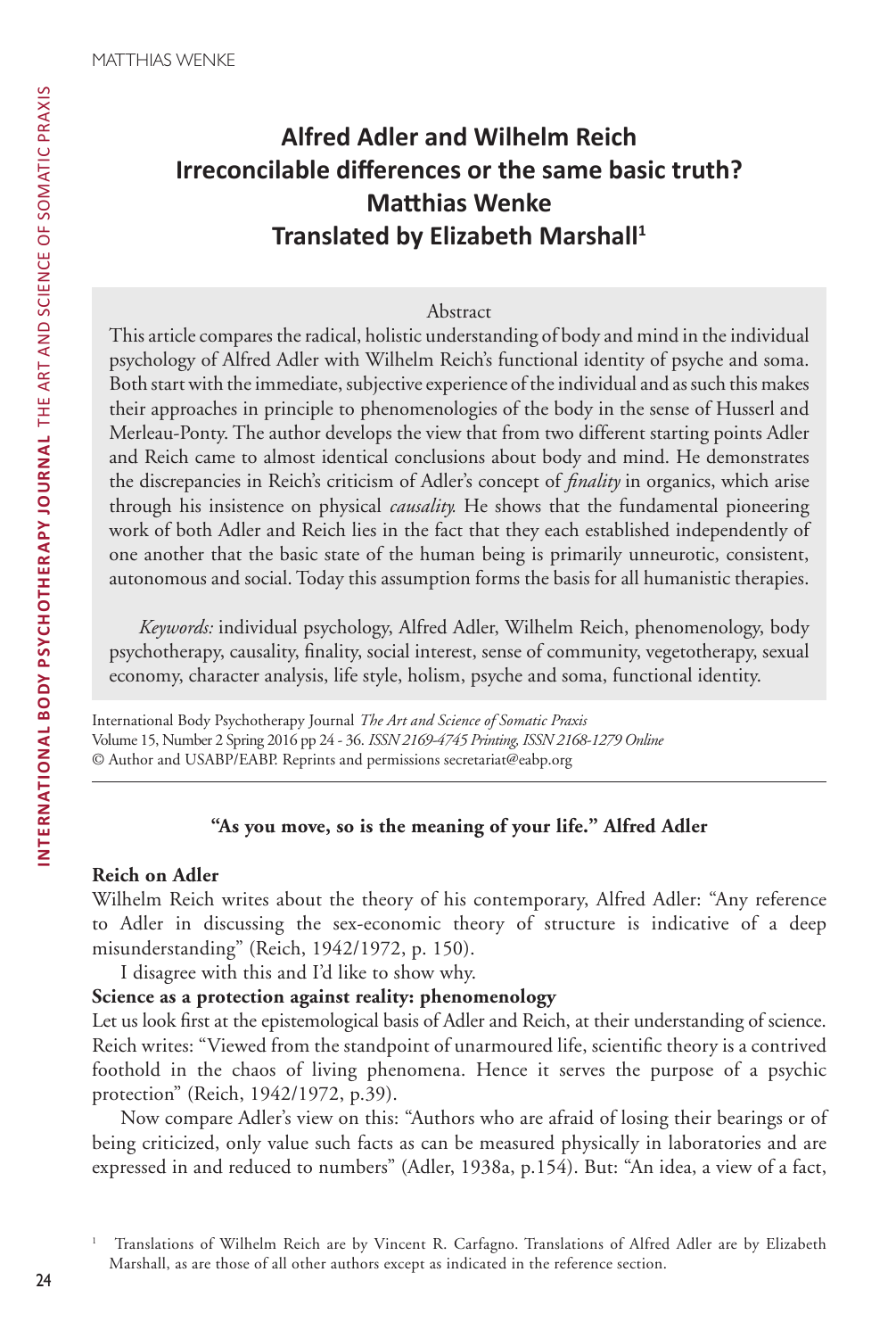# Alfred Adler and Wilhelm Reich
# Irreconcilable differences or the same basic truth?
# Matthias Wenke
# Translated by Elizabeth Marshall[1]

Abstract

This article compares the radical, holistic understanding of body and mind in the individual psychology of Alfred Adler with Wilhelm Reich's functional identity of psyche and soma. Both start with the immediate, subjective experience of the individual and as such this makes their approaches in principle to phenomenologies of the body in the sense of Husserl and Merleau-Ponty. The author develops the view that from two different starting points Adler and Reich came to almost identical conclusions about body and mind. He demonstrates the discrepancies in Reich's criticism of Adler's concept of *finality* in organics, which arise through his insistence on physical *causality.* He shows that the fundamental pioneering work of both Adler and Reich lies in the fact that they each established independently of one another that the basic state of the human being is primarily unneurotic, consistent, autonomous and social. Today this assumption forms the basis for all humanistic therapies.

*Keywords:* individual psychology, Alfred Adler, Wilhelm Reich, phenomenology, body psychotherapy, causality, finality, social interest, sense of community, vegetotherapy, sexual economy, character analysis, life style, holism, psyche and soma, functional identity.

International Body Psychotherapy Journal *The Art and Science of Somatic Praxis*
Volume 15, Number 2 Spring 2016 pp 24 - 36. *ISSN 2169-4745 Printing, ISSN 2168-1279 Online*
© Author and USABP/EABP. Reprints and permissions secretariat@eabp.org

---

**"As you move, so is the meaning of your life." Alfred Adler**

### Reich on Adler

Wilhelm Reich writes about the theory of his contemporary, Alfred Adler: "Any reference to Adler in discussing the sex-economic theory of structure is indicative of a deep misunderstanding" (Reich, 1942/1972, p. 150).

I disagree with this and I'd like to show why.

### Science as a protection against reality: phenomenology

Let us look first at the epistemological basis of Adler and Reich, at their understanding of science. Reich writes: "Viewed from the standpoint of unarmoured life, scientific theory is a contrived foothold in the chaos of living phenomena. Hence it serves the purpose of a psychic protection" (Reich, 1942/1972, p.39).

Now compare Adler's view on this: "Authors who are afraid of losing their bearings or of being criticized, only value such facts as can be measured physically in laboratories and are expressed in and reduced to numbers" (Adler, 1938a, p.154). But: "An idea, a view of a fact,

[1] Translations of Wilhelm Reich are by Vincent R. Carfagno. Translations of Alfred Adler are by Elizabeth Marshall, as are those of all other authors except as indicated in the reference section.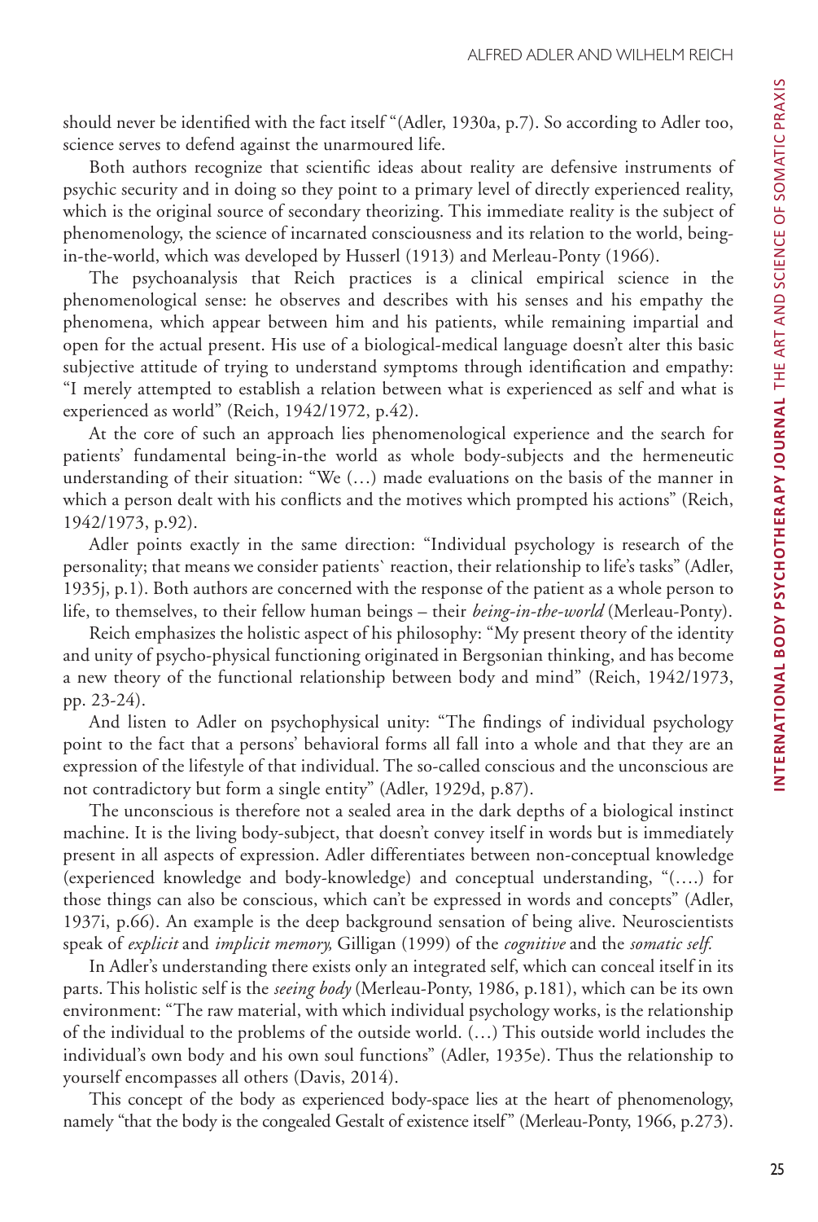should never be identified with the fact itself "(Adler, 1930a, p.7). So according to Adler too, science serves to defend against the unarmoured life.

Both authors recognize that scientific ideas about reality are defensive instruments of psychic security and in doing so they point to a primary level of directly experienced reality, which is the original source of secondary theorizing. This immediate reality is the subject of phenomenology, the science of incarnated consciousness and its relation to the world, being-in-the-world, which was developed by Husserl (1913) and Merleau-Ponty (1966).

The psychoanalysis that Reich practices is a clinical empirical science in the phenomenological sense: he observes and describes with his senses and his empathy the phenomena, which appear between him and his patients, while remaining impartial and open for the actual present. His use of a biological-medical language doesn't alter this basic subjective attitude of trying to understand symptoms through identification and empathy: "I merely attempted to establish a relation between what is experienced as self and what is experienced as world" (Reich, 1942/1972, p.42).

At the core of such an approach lies phenomenological experience and the search for patients' fundamental being-in-the world as whole body-subjects and the hermeneutic understanding of their situation: "We (…) made evaluations on the basis of the manner in which a person dealt with his conflicts and the motives which prompted his actions" (Reich, 1942/1973, p.92).

Adler points exactly in the same direction: "Individual psychology is research of the personality; that means we consider patients` reaction, their relationship to life's tasks" (Adler, 1935j, p.1). Both authors are concerned with the response of the patient as a whole person to life, to themselves, to their fellow human beings – their *being-in-the-world* (Merleau-Ponty).

Reich emphasizes the holistic aspect of his philosophy: "My present theory of the identity and unity of psycho-physical functioning originated in Bergsonian thinking, and has become a new theory of the functional relationship between body and mind" (Reich, 1942/1973, pp. 23-24).

And listen to Adler on psychophysical unity: "The findings of individual psychology point to the fact that a persons' behavioral forms all fall into a whole and that they are an expression of the lifestyle of that individual. The so-called conscious and the unconscious are not contradictory but form a single entity" (Adler, 1929d, p.87).

The unconscious is therefore not a sealed area in the dark depths of a biological instinct machine. It is the living body-subject, that doesn't convey itself in words but is immediately present in all aspects of expression. Adler differentiates between non-conceptual knowledge (experienced knowledge and body-knowledge) and conceptual understanding, "(….) for those things can also be conscious, which can't be expressed in words and concepts" (Adler, 1937i, p.66). An example is the deep background sensation of being alive. Neuroscientists speak of *explicit* and *implicit memory,* Gilligan (1999) of the *cognitive* and the *somatic self.*

In Adler's understanding there exists only an integrated self, which can conceal itself in its parts. This holistic self is the *seeing body* (Merleau-Ponty, 1986, p.181), which can be its own environment: "The raw material, with which individual psychology works, is the relationship of the individual to the problems of the outside world. (…) This outside world includes the individual's own body and his own soul functions" (Adler, 1935e). Thus the relationship to yourself encompasses all others (Davis, 2014).

This concept of the body as experienced body-space lies at the heart of phenomenology, namely "that the body is the congealed Gestalt of existence itself" (Merleau-Ponty, 1966, p.273).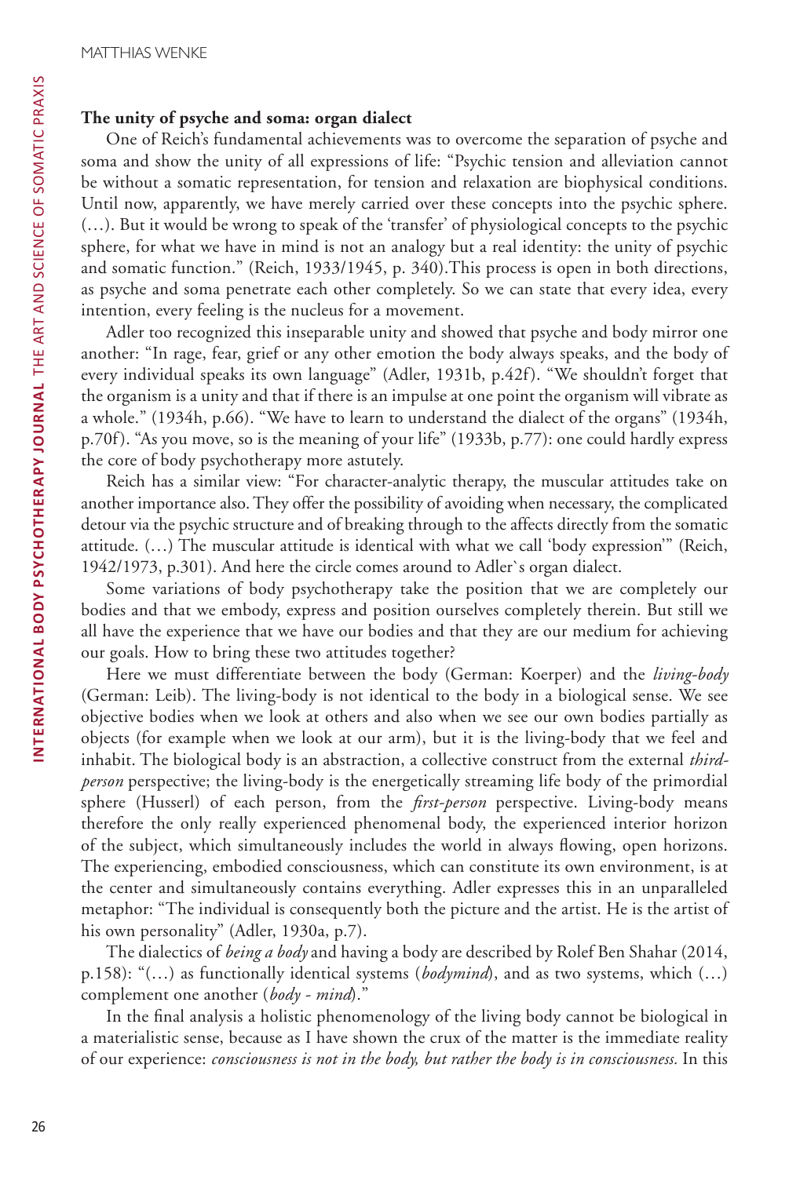### The unity of psyche and soma: organ dialect

One of Reich's fundamental achievements was to overcome the separation of psyche and soma and show the unity of all expressions of life: "Psychic tension and alleviation cannot be without a somatic representation, for tension and relaxation are biophysical conditions. Until now, apparently, we have merely carried over these concepts into the psychic sphere. (…). But it would be wrong to speak of the 'transfer' of physiological concepts to the psychic sphere, for what we have in mind is not an analogy but a real identity: the unity of psychic and somatic function." (Reich, 1933/1945, p. 340).This process is open in both directions, as psyche and soma penetrate each other completely. So we can state that every idea, every intention, every feeling is the nucleus for a movement.

Adler too recognized this inseparable unity and showed that psyche and body mirror one another: "In rage, fear, grief or any other emotion the body always speaks, and the body of every individual speaks its own language" (Adler, 1931b, p.42f). "We shouldn't forget that the organism is a unity and that if there is an impulse at one point the organism will vibrate as a whole." (1934h, p.66). "We have to learn to understand the dialect of the organs" (1934h, p.70f). "As you move, so is the meaning of your life" (1933b, p.77): one could hardly express the core of body psychotherapy more astutely.

Reich has a similar view: "For character-analytic therapy, the muscular attitudes take on another importance also. They offer the possibility of avoiding when necessary, the complicated detour via the psychic structure and of breaking through to the affects directly from the somatic attitude. (…) The muscular attitude is identical with what we call 'body expression'" (Reich, 1942/1973, p.301). And here the circle comes around to Adler`s organ dialect.

Some variations of body psychotherapy take the position that we are completely our bodies and that we embody, express and position ourselves completely therein. But still we all have the experience that we have our bodies and that they are our medium for achieving our goals. How to bring these two attitudes together?

Here we must differentiate between the body (German: Koerper) and the *living-body* (German: Leib). The living-body is not identical to the body in a biological sense. We see objective bodies when we look at others and also when we see our own bodies partially as objects (for example when we look at our arm), but it is the living-body that we feel and inhabit. The biological body is an abstraction, a collective construct from the external *third-person* perspective; the living-body is the energetically streaming life body of the primordial sphere (Husserl) of each person, from the *first-person* perspective. Living-body means therefore the only really experienced phenomenal body, the experienced interior horizon of the subject, which simultaneously includes the world in always flowing, open horizons. The experiencing, embodied consciousness, which can constitute its own environment, is at the center and simultaneously contains everything. Adler expresses this in an unparalleled metaphor: "The individual is consequently both the picture and the artist. He is the artist of his own personality" (Adler, 1930a, p.7).

The dialectics of *being a body* and having a body are described by Rolef Ben Shahar (2014, p.158): "(…) as functionally identical systems (*bodymind*), and as two systems, which (…) complement one another (*body - mind*)."

In the final analysis a holistic phenomenology of the living body cannot be biological in a materialistic sense, because as I have shown the crux of the matter is the immediate reality of our experience: *consciousness is not in the body, but rather the body is in consciousness.* In this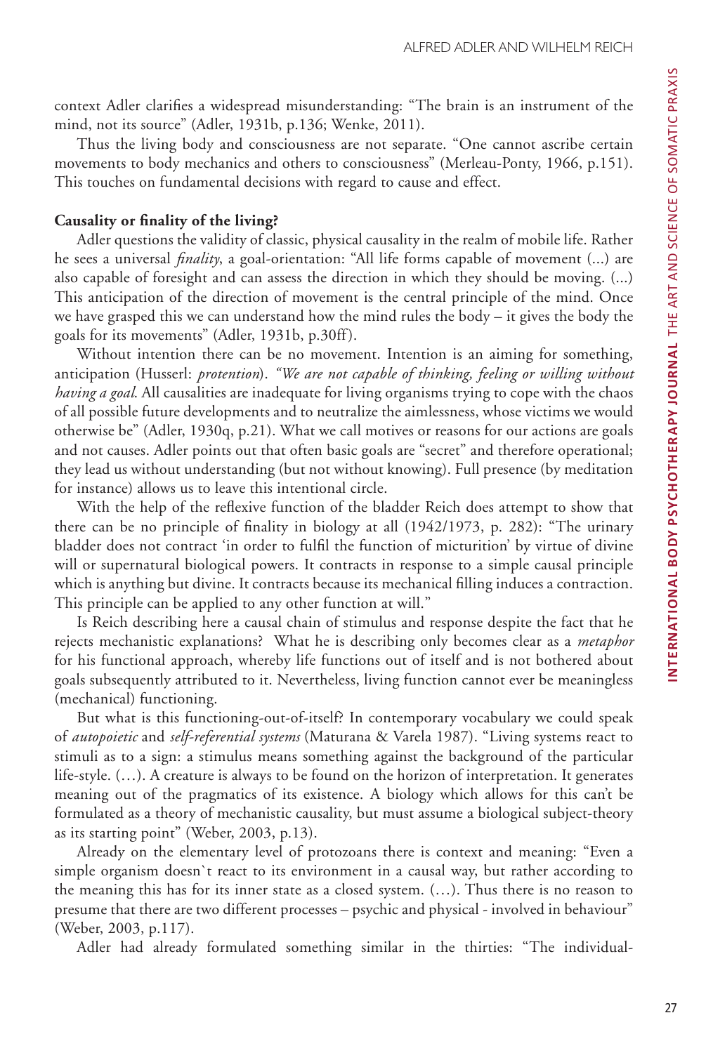context Adler clarifies a widespread misunderstanding: "The brain is an instrument of the mind, not its source" (Adler, 1931b, p.136; Wenke, 2011).

Thus the living body and consciousness are not separate. "One cannot ascribe certain movements to body mechanics and others to consciousness" (Merleau-Ponty, 1966, p.151). This touches on fundamental decisions with regard to cause and effect.

**Causality or finality of the living?**

Adler questions the validity of classic, physical causality in the realm of mobile life. Rather he sees a universal *finality*, a goal-orientation: "All life forms capable of movement (...) are also capable of foresight and can assess the direction in which they should be moving. (...) This anticipation of the direction of movement is the central principle of the mind. Once we have grasped this we can understand how the mind rules the body – it gives the body the goals for its movements" (Adler, 1931b, p.30ff).

Without intention there can be no movement. Intention is an aiming for something, anticipation (Husserl: *protention*). *"We are not capable of thinking, feeling or willing without having a goal.* All causalities are inadequate for living organisms trying to cope with the chaos of all possible future developments and to neutralize the aimlessness, whose victims we would otherwise be" (Adler, 1930q, p.21). What we call motives or reasons for our actions are goals and not causes. Adler points out that often basic goals are "secret" and therefore operational; they lead us without understanding (but not without knowing). Full presence (by meditation for instance) allows us to leave this intentional circle.

With the help of the reflexive function of the bladder Reich does attempt to show that there can be no principle of finality in biology at all (1942/1973, p. 282): "The urinary bladder does not contract 'in order to fulfil the function of micturition' by virtue of divine will or supernatural biological powers. It contracts in response to a simple causal principle which is anything but divine. It contracts because its mechanical filling induces a contraction. This principle can be applied to any other function at will."

Is Reich describing here a causal chain of stimulus and response despite the fact that he rejects mechanistic explanations? What he is describing only becomes clear as a *metaphor* for his functional approach, whereby life functions out of itself and is not bothered about goals subsequently attributed to it. Nevertheless, living function cannot ever be meaningless (mechanical) functioning.

But what is this functioning-out-of-itself? In contemporary vocabulary we could speak of *autopoietic* and *self-referential systems* (Maturana & Varela 1987). "Living systems react to stimuli as to a sign: a stimulus means something against the background of the particular life-style. (…). A creature is always to be found on the horizon of interpretation. It generates meaning out of the pragmatics of its existence. A biology which allows for this can't be formulated as a theory of mechanistic causality, but must assume a biological subject-theory as its starting point" (Weber, 2003, p.13).

Already on the elementary level of protozoans there is context and meaning: "Even a simple organism doesn`t react to its environment in a causal way, but rather according to the meaning this has for its inner state as a closed system. (…). Thus there is no reason to presume that there are two different processes – psychic and physical - involved in behaviour" (Weber, 2003, p.117).

Adler had already formulated something similar in the thirties: "The individual-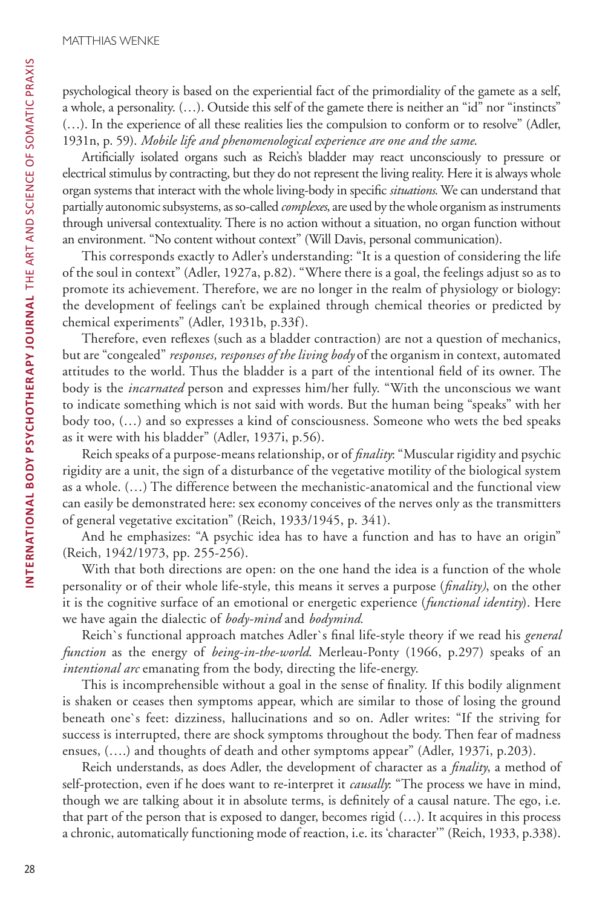psychological theory is based on the experiential fact of the primordiality of the gamete as a self, a whole, a personality. (…). Outside this self of the gamete there is neither an "id" nor "instincts" (…). In the experience of all these realities lies the compulsion to conform or to resolve" (Adler, 1931n, p. 59). *Mobile life and phenomenological experience are one and the same.*

Artificially isolated organs such as Reich's bladder may react unconsciously to pressure or electrical stimulus by contracting, but they do not represent the living reality. Here it is always whole organ systems that interact with the whole living-body in specific *situations.* We can understand that partially autonomic subsystems, as so-called *complexes*, are used by the whole organism as instruments through universal contextuality. There is no action without a situation, no organ function without an environment. "No content without context" (Will Davis, personal communication).

This corresponds exactly to Adler's understanding: "It is a question of considering the life of the soul in context" (Adler, 1927a, p.82). "Where there is a goal, the feelings adjust so as to promote its achievement. Therefore, we are no longer in the realm of physiology or biology: the development of feelings can't be explained through chemical theories or predicted by chemical experiments" (Adler, 1931b, p.33f).

Therefore, even reflexes (such as a bladder contraction) are not a question of mechanics, but are "congealed" *responses, responses of the living body* of the organism in context, automated attitudes to the world. Thus the bladder is a part of the intentional field of its owner. The body is the *incarnated* person and expresses him/her fully. "With the unconscious we want to indicate something which is not said with words. But the human being "speaks" with her body too, (…) and so expresses a kind of consciousness. Someone who wets the bed speaks as it were with his bladder" (Adler, 1937i, p.56).

Reich speaks of a purpose-means relationship, or of *finality*: "Muscular rigidity and psychic rigidity are a unit, the sign of a disturbance of the vegetative motility of the biological system as a whole. (…) The difference between the mechanistic-anatomical and the functional view can easily be demonstrated here: sex economy conceives of the nerves only as the transmitters of general vegetative excitation" (Reich, 1933/1945, p. 341).

And he emphasizes: "A psychic idea has to have a function and has to have an origin" (Reich, 1942/1973, pp. 255-256).

With that both directions are open: on the one hand the idea is a function of the whole personality or of their whole life-style, this means it serves a purpose (*finality)*, on the other it is the cognitive surface of an emotional or energetic experience (*functional identity*). Here we have again the dialectic of *body-mind* and *bodymind.*

Reich`s functional approach matches Adler`s final life-style theory if we read his *general function* as the energy of *being-in-the-world*. Merleau-Ponty (1966, p.297) speaks of an *intentional arc* emanating from the body, directing the life-energy.

This is incomprehensible without a goal in the sense of finality. If this bodily alignment is shaken or ceases then symptoms appear, which are similar to those of losing the ground beneath one`s feet: dizziness, hallucinations and so on. Adler writes: "If the striving for success is interrupted, there are shock symptoms throughout the body. Then fear of madness ensues, (….) and thoughts of death and other symptoms appear" (Adler, 1937i, p.203).

Reich understands, as does Adler, the development of character as a *finality*, a method of self-protection, even if he does want to re-interpret it *causally*: "The process we have in mind, though we are talking about it in absolute terms, is definitely of a causal nature. The ego, i.e. that part of the person that is exposed to danger, becomes rigid (…). It acquires in this process a chronic, automatically functioning mode of reaction, i.e. its 'character'" (Reich, 1933, p.338).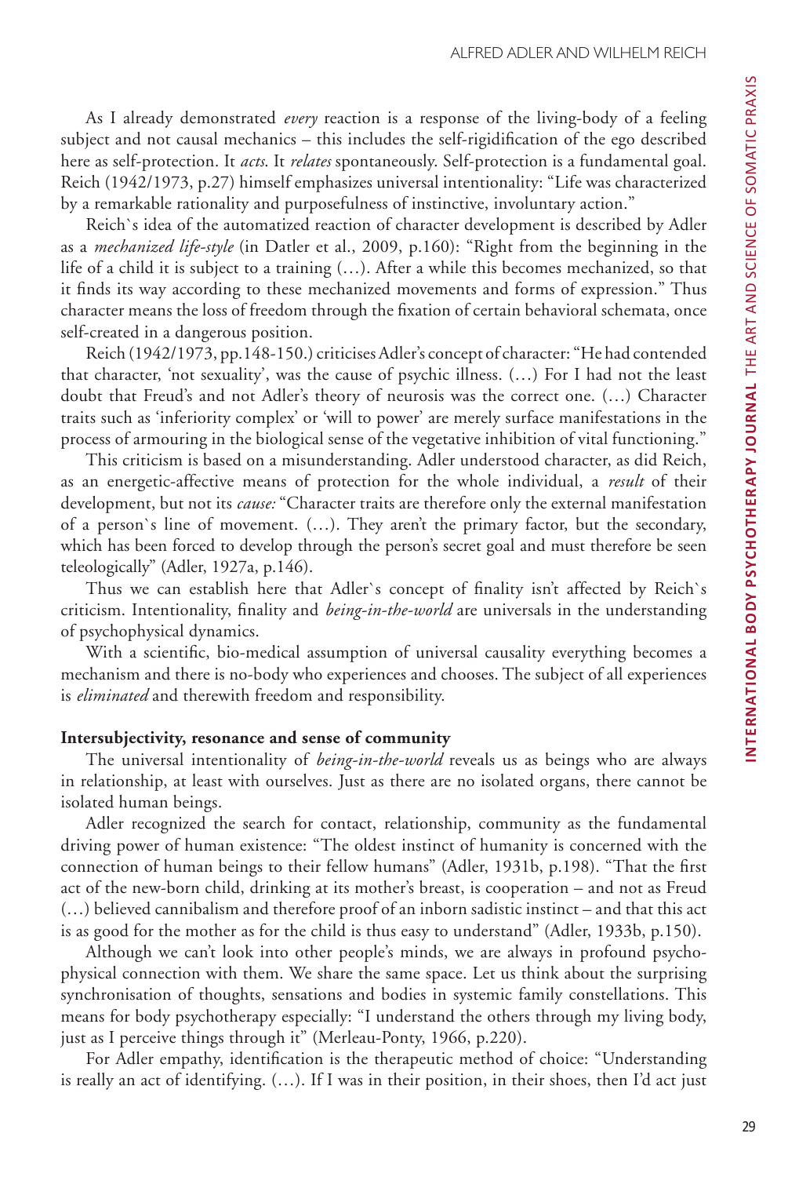As I already demonstrated *every* reaction is a response of the living-body of a feeling subject and not causal mechanics – this includes the self-rigidification of the ego described here as self-protection. It *acts*. It *relates* spontaneously. Self-protection is a fundamental goal. Reich (1942/1973, p.27) himself emphasizes universal intentionality: "Life was characterized by a remarkable rationality and purposefulness of instinctive, involuntary action."

Reich`s idea of the automatized reaction of character development is described by Adler as a *mechanized life-style* (in Datler et al., 2009, p.160): "Right from the beginning in the life of a child it is subject to a training (…). After a while this becomes mechanized, so that it finds its way according to these mechanized movements and forms of expression." Thus character means the loss of freedom through the fixation of certain behavioral schemata, once self-created in a dangerous position.

Reich (1942/1973, pp.148-150.) criticises Adler's concept of character: "He had contended that character, 'not sexuality', was the cause of psychic illness. (…) For I had not the least doubt that Freud's and not Adler's theory of neurosis was the correct one. (…) Character traits such as 'inferiority complex' or 'will to power' are merely surface manifestations in the process of armouring in the biological sense of the vegetative inhibition of vital functioning."

This criticism is based on a misunderstanding. Adler understood character, as did Reich, as an energetic-affective means of protection for the whole individual, a *result* of their development, but not its *cause:* "Character traits are therefore only the external manifestation of a person`s line of movement. (…). They aren't the primary factor, but the secondary, which has been forced to develop through the person's secret goal and must therefore be seen teleologically" (Adler, 1927a, p.146).

Thus we can establish here that Adler`s concept of finality isn't affected by Reich`s criticism. Intentionality, finality and *being-in-the-world* are universals in the understanding of psychophysical dynamics.

With a scientific, bio-medical assumption of universal causality everything becomes a mechanism and there is no-body who experiences and chooses. The subject of all experiences is *eliminated* and therewith freedom and responsibility.

### Intersubjectivity, resonance and sense of community

The universal intentionality of *being-in-the-world* reveals us as beings who are always in relationship, at least with ourselves. Just as there are no isolated organs, there cannot be isolated human beings.

Adler recognized the search for contact, relationship, community as the fundamental driving power of human existence: "The oldest instinct of humanity is concerned with the connection of human beings to their fellow humans" (Adler, 1931b, p.198). "That the first act of the new-born child, drinking at its mother's breast, is cooperation – and not as Freud (…) believed cannibalism and therefore proof of an inborn sadistic instinct – and that this act is as good for the mother as for the child is thus easy to understand" (Adler, 1933b, p.150).

Although we can't look into other people's minds, we are always in profound psycho-physical connection with them. We share the same space. Let us think about the surprising synchronisation of thoughts, sensations and bodies in systemic family constellations. This means for body psychotherapy especially: "I understand the others through my living body, just as I perceive things through it" (Merleau-Ponty, 1966, p.220).

For Adler empathy, identification is the therapeutic method of choice: "Understanding is really an act of identifying. (…). If I was in their position, in their shoes, then I'd act just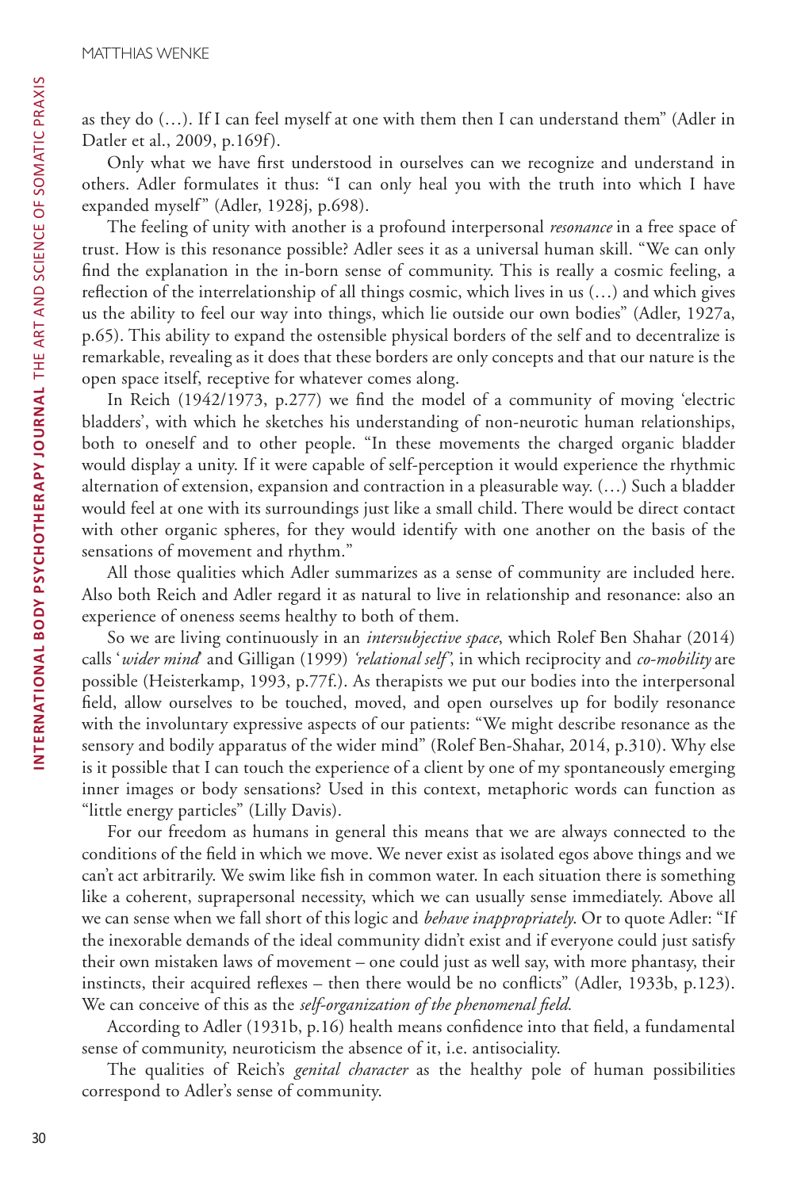as they do (…). If I can feel myself at one with them then I can understand them" (Adler in Datler et al., 2009, p.169f).

Only what we have first understood in ourselves can we recognize and understand in others. Adler formulates it thus: "I can only heal you with the truth into which I have expanded myself" (Adler, 1928j, p.698).

The feeling of unity with another is a profound interpersonal *resonance* in a free space of trust. How is this resonance possible? Adler sees it as a universal human skill. "We can only find the explanation in the in-born sense of community. This is really a cosmic feeling, a reflection of the interrelationship of all things cosmic, which lives in us (…) and which gives us the ability to feel our way into things, which lie outside our own bodies" (Adler, 1927a, p.65). This ability to expand the ostensible physical borders of the self and to decentralize is remarkable, revealing as it does that these borders are only concepts and that our nature is the open space itself, receptive for whatever comes along.

In Reich (1942/1973, p.277) we find the model of a community of moving 'electric bladders', with which he sketches his understanding of non-neurotic human relationships, both to oneself and to other people. "In these movements the charged organic bladder would display a unity. If it were capable of self-perception it would experience the rhythmic alternation of extension, expansion and contraction in a pleasurable way. (…) Such a bladder would feel at one with its surroundings just like a small child. There would be direct contact with other organic spheres, for they would identify with one another on the basis of the sensations of movement and rhythm."

All those qualities which Adler summarizes as a sense of community are included here. Also both Reich and Adler regard it as natural to live in relationship and resonance: also an experience of oneness seems healthy to both of them.

So we are living continuously in an *intersubjective space*, which Rolef Ben Shahar (2014) calls '*wider mind*' and Gilligan (1999) *'relational self'*, in which reciprocity and *co-mobility* are possible (Heisterkamp, 1993, p.77f.). As therapists we put our bodies into the interpersonal field, allow ourselves to be touched, moved, and open ourselves up for bodily resonance with the involuntary expressive aspects of our patients: "We might describe resonance as the sensory and bodily apparatus of the wider mind" (Rolef Ben-Shahar, 2014, p.310). Why else is it possible that I can touch the experience of a client by one of my spontaneously emerging inner images or body sensations? Used in this context, metaphoric words can function as "little energy particles" (Lilly Davis).

For our freedom as humans in general this means that we are always connected to the conditions of the field in which we move. We never exist as isolated egos above things and we can't act arbitrarily. We swim like fish in common water. In each situation there is something like a coherent, suprapersonal necessity, which we can usually sense immediately. Above all we can sense when we fall short of this logic and *behave inappropriately*. Or to quote Adler: "If the inexorable demands of the ideal community didn't exist and if everyone could just satisfy their own mistaken laws of movement – one could just as well say, with more phantasy, their instincts, their acquired reflexes – then there would be no conflicts" (Adler, 1933b, p.123). We can conceive of this as the *self-organization of the phenomenal field*.

According to Adler (1931b, p.16) health means confidence into that field, a fundamental sense of community, neuroticism the absence of it, i.e. antisociality.

The qualities of Reich's *genital character* as the healthy pole of human possibilities correspond to Adler's sense of community.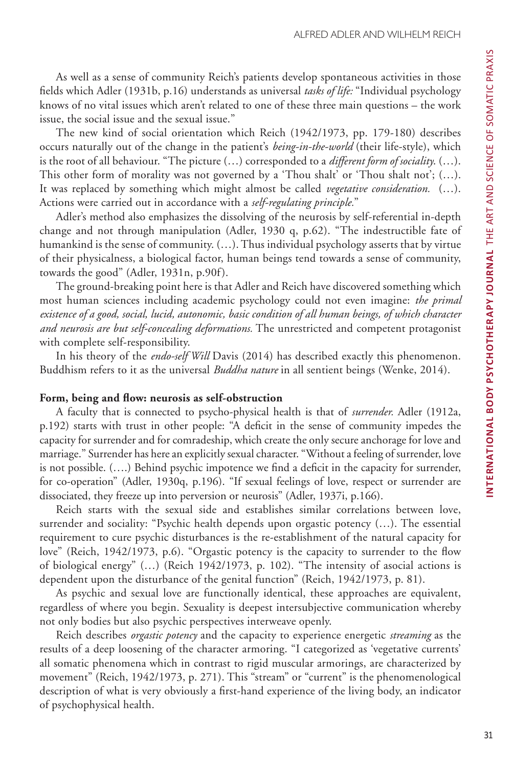As well as a sense of community Reich's patients develop spontaneous activities in those fields which Adler (1931b, p.16) understands as universal *tasks of life:* "Individual psychology knows of no vital issues which aren't related to one of these three main questions – the work issue, the social issue and the sexual issue."

The new kind of social orientation which Reich (1942/1973, pp. 179-180) describes occurs naturally out of the change in the patient's *being-in-the-world* (their life-style), which is the root of all behaviour. "The picture (…) corresponded to a *different form of sociality*. (…). This other form of morality was not governed by a 'Thou shalt' or 'Thou shalt not'; (…). It was replaced by something which might almost be called *vegetative consideration.* (…). Actions were carried out in accordance with a *self-regulating principle.*"

Adler's method also emphasizes the dissolving of the neurosis by self-referential in-depth change and not through manipulation (Adler, 1930 q, p.62). "The indestructible fate of humankind is the sense of community. (…). Thus individual psychology asserts that by virtue of their physicalness, a biological factor, human beings tend towards a sense of community, towards the good" (Adler, 1931n, p.90f).

The ground-breaking point here is that Adler and Reich have discovered something which most human sciences including academic psychology could not even imagine: *the primal existence of a good, social, lucid, autonomic, basic condition of all human beings, of which character and neurosis are but self-concealing deformations.* The unrestricted and competent protagonist with complete self-responsibility.

In his theory of the *endo-self Will* Davis (2014) has described exactly this phenomenon. Buddhism refers to it as the universal *Buddha nature* in all sentient beings (Wenke, 2014).

## Form, being and flow: neurosis as self-obstruction

A faculty that is connected to psycho-physical health is that of *surrender.* Adler (1912a, p.192) starts with trust in other people: "A deficit in the sense of community impedes the capacity for surrender and for comradeship, which create the only secure anchorage for love and marriage." Surrender has here an explicitly sexual character. "Without a feeling of surrender, love is not possible. (….) Behind psychic impotence we find a deficit in the capacity for surrender, for co-operation" (Adler, 1930q, p.196). "If sexual feelings of love, respect or surrender are dissociated, they freeze up into perversion or neurosis" (Adler, 1937i, p.166).

Reich starts with the sexual side and establishes similar correlations between love, surrender and sociality: "Psychic health depends upon orgastic potency (…). The essential requirement to cure psychic disturbances is the re-establishment of the natural capacity for love" (Reich, 1942/1973, p.6). "Orgastic potency is the capacity to surrender to the flow of biological energy" (…) (Reich 1942/1973, p. 102). "The intensity of asocial actions is dependent upon the disturbance of the genital function" (Reich, 1942/1973, p. 81).

As psychic and sexual love are functionally identical, these approaches are equivalent, regardless of where you begin. Sexuality is deepest intersubjective communication whereby not only bodies but also psychic perspectives interweave openly.

Reich describes *orgastic potency* and the capacity to experience energetic *streaming* as the results of a deep loosening of the character armoring. "I categorized as 'vegetative currents' all somatic phenomena which in contrast to rigid muscular armorings, are characterized by movement" (Reich, 1942/1973, p. 271). This "stream" or "current" is the phenomenological description of what is very obviously a first-hand experience of the living body, an indicator of psychophysical health.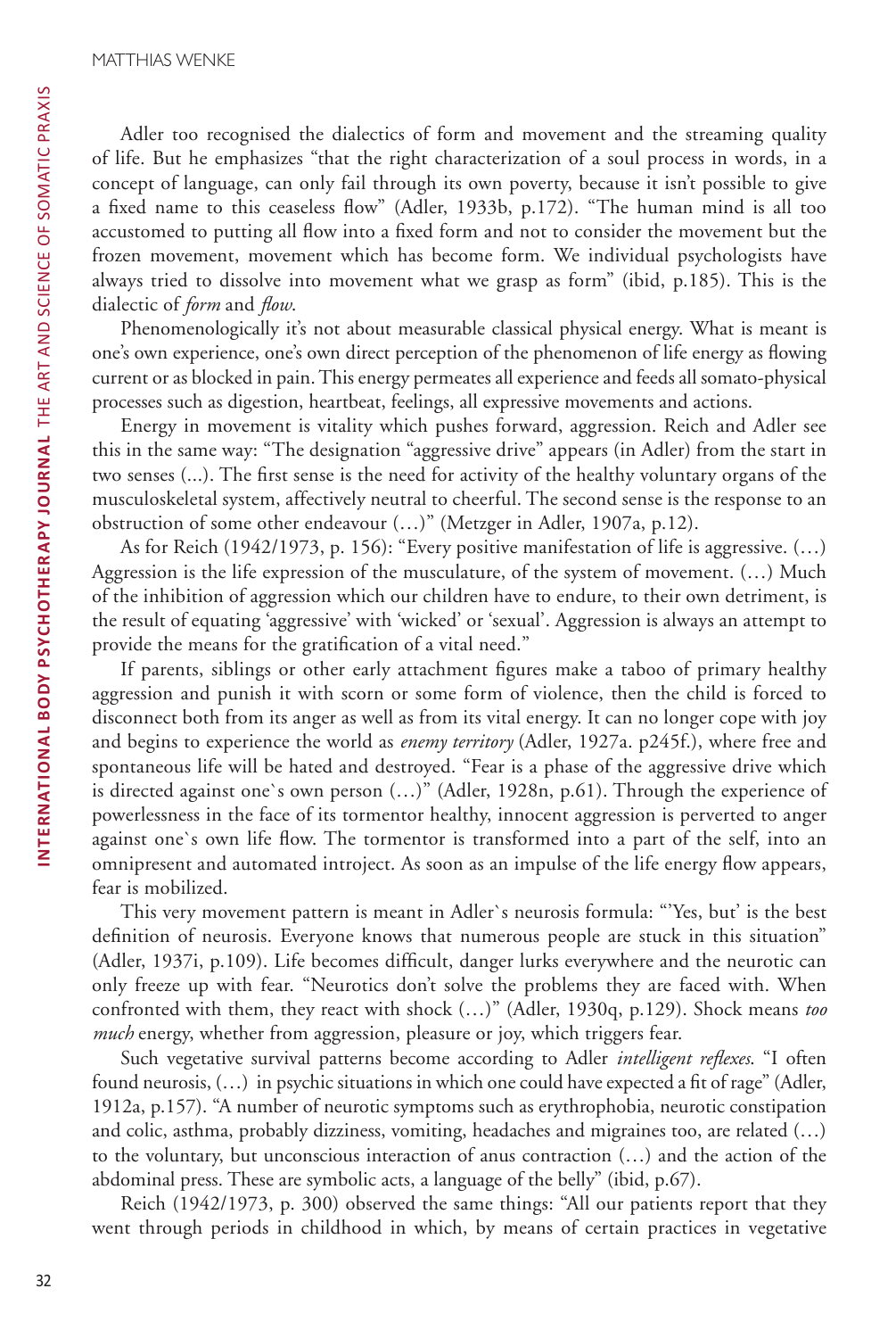Adler too recognised the dialectics of form and movement and the streaming quality of life. But he emphasizes "that the right characterization of a soul process in words, in a concept of language, can only fail through its own poverty, because it isn't possible to give a fixed name to this ceaseless flow" (Adler, 1933b, p.172). "The human mind is all too accustomed to putting all flow into a fixed form and not to consider the movement but the frozen movement, movement which has become form. We individual psychologists have always tried to dissolve into movement what we grasp as form" (ibid, p.185). This is the dialectic of *form* and *flow*.

Phenomenologically it's not about measurable classical physical energy. What is meant is one's own experience, one's own direct perception of the phenomenon of life energy as flowing current or as blocked in pain. This energy permeates all experience and feeds all somato-physical processes such as digestion, heartbeat, feelings, all expressive movements and actions.

Energy in movement is vitality which pushes forward, aggression. Reich and Adler see this in the same way: "The designation "aggressive drive" appears (in Adler) from the start in two senses (...). The first sense is the need for activity of the healthy voluntary organs of the musculoskeletal system, affectively neutral to cheerful. The second sense is the response to an obstruction of some other endeavour (…)" (Metzger in Adler, 1907a, p.12).

As for Reich (1942/1973, p. 156): "Every positive manifestation of life is aggressive. (…) Aggression is the life expression of the musculature, of the system of movement. (…) Much of the inhibition of aggression which our children have to endure, to their own detriment, is the result of equating 'aggressive' with 'wicked' or 'sexual'. Aggression is always an attempt to provide the means for the gratification of a vital need."

If parents, siblings or other early attachment figures make a taboo of primary healthy aggression and punish it with scorn or some form of violence, then the child is forced to disconnect both from its anger as well as from its vital energy. It can no longer cope with joy and begins to experience the world as *enemy territory* (Adler, 1927a. p245f.), where free and spontaneous life will be hated and destroyed. "Fear is a phase of the aggressive drive which is directed against one`s own person (…)" (Adler, 1928n, p.61). Through the experience of powerlessness in the face of its tormentor healthy, innocent aggression is perverted to anger against one`s own life flow. The tormentor is transformed into a part of the self, into an omnipresent and automated introject. As soon as an impulse of the life energy flow appears, fear is mobilized.

This very movement pattern is meant in Adler`s neurosis formula: "'Yes, but' is the best definition of neurosis. Everyone knows that numerous people are stuck in this situation" (Adler, 1937i, p.109). Life becomes difficult, danger lurks everywhere and the neurotic can only freeze up with fear. "Neurotics don't solve the problems they are faced with. When confronted with them, they react with shock (…)" (Adler, 1930q, p.129). Shock means *too much* energy, whether from aggression, pleasure or joy, which triggers fear.

Such vegetative survival patterns become according to Adler *intelligent reflexes*. "I often found neurosis, (…) in psychic situations in which one could have expected a fit of rage" (Adler, 1912a, p.157). "A number of neurotic symptoms such as erythrophobia, neurotic constipation and colic, asthma, probably dizziness, vomiting, headaches and migraines too, are related (…) to the voluntary, but unconscious interaction of anus contraction (…) and the action of the abdominal press. These are symbolic acts, a language of the belly" (ibid, p.67).

Reich (1942/1973, p. 300) observed the same things: "All our patients report that they went through periods in childhood in which, by means of certain practices in vegetative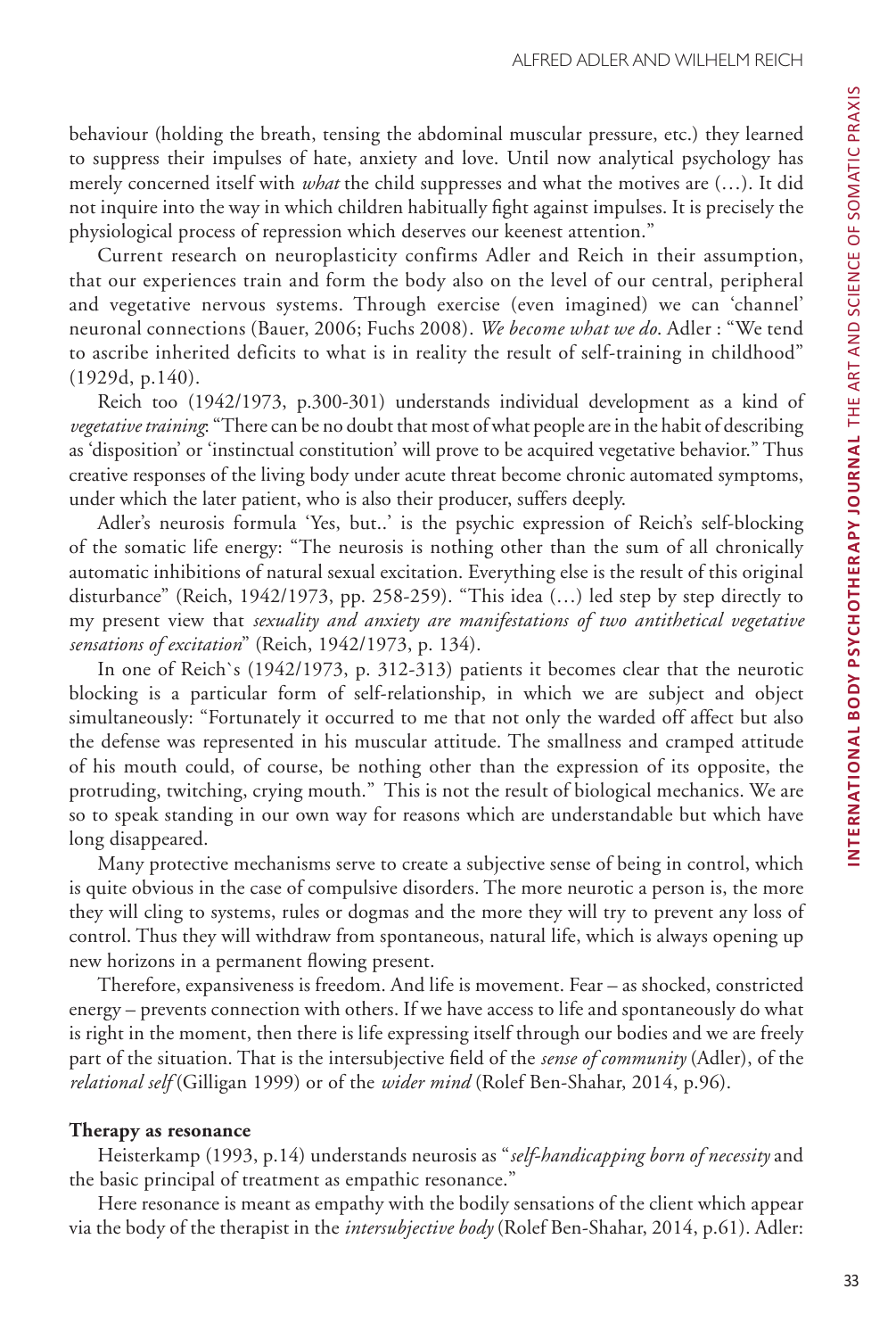behaviour (holding the breath, tensing the abdominal muscular pressure, etc.) they learned to suppress their impulses of hate, anxiety and love. Until now analytical psychology has merely concerned itself with *what* the child suppresses and what the motives are (…). It did not inquire into the way in which children habitually fight against impulses. It is precisely the physiological process of repression which deserves our keenest attention."

Current research on neuroplasticity confirms Adler and Reich in their assumption, that our experiences train and form the body also on the level of our central, peripheral and vegetative nervous systems. Through exercise (even imagined) we can 'channel' neuronal connections (Bauer, 2006; Fuchs 2008). *We become what we do*. Adler : "We tend to ascribe inherited deficits to what is in reality the result of self-training in childhood" (1929d, p.140).

Reich too (1942/1973, p.300-301) understands individual development as a kind of *vegetative training*: "There can be no doubt that most of what people are in the habit of describing as 'disposition' or 'instinctual constitution' will prove to be acquired vegetative behavior." Thus creative responses of the living body under acute threat become chronic automated symptoms, under which the later patient, who is also their producer, suffers deeply.

Adler's neurosis formula 'Yes, but..' is the psychic expression of Reich's self-blocking of the somatic life energy: "The neurosis is nothing other than the sum of all chronically automatic inhibitions of natural sexual excitation. Everything else is the result of this original disturbance" (Reich, 1942/1973, pp. 258-259). "This idea (…) led step by step directly to my present view that *sexuality and anxiety are manifestations of two antithetical vegetative sensations of excitation*" (Reich, 1942/1973, p. 134).

In one of Reich`s (1942/1973, p. 312-313) patients it becomes clear that the neurotic blocking is a particular form of self-relationship, in which we are subject and object simultaneously: "Fortunately it occurred to me that not only the warded off affect but also the defense was represented in his muscular attitude. The smallness and cramped attitude of his mouth could, of course, be nothing other than the expression of its opposite, the protruding, twitching, crying mouth." This is not the result of biological mechanics. We are so to speak standing in our own way for reasons which are understandable but which have long disappeared.

Many protective mechanisms serve to create a subjective sense of being in control, which is quite obvious in the case of compulsive disorders. The more neurotic a person is, the more they will cling to systems, rules or dogmas and the more they will try to prevent any loss of control. Thus they will withdraw from spontaneous, natural life, which is always opening up new horizons in a permanent flowing present.

Therefore, expansiveness is freedom. And life is movement. Fear – as shocked, constricted energy – prevents connection with others. If we have access to life and spontaneously do what is right in the moment, then there is life expressing itself through our bodies and we are freely part of the situation. That is the intersubjective field of the *sense of community* (Adler), of the *relational self* (Gilligan 1999) or of the *wider mind* (Rolef Ben-Shahar, 2014, p.96).

**Therapy as resonance**

Heisterkamp (1993, p.14) understands neurosis as "*self-handicapping born of necessity* and the basic principal of treatment as empathic resonance."

Here resonance is meant as empathy with the bodily sensations of the client which appear via the body of the therapist in the *intersubjective body* (Rolef Ben-Shahar, 2014, p.61). Adler: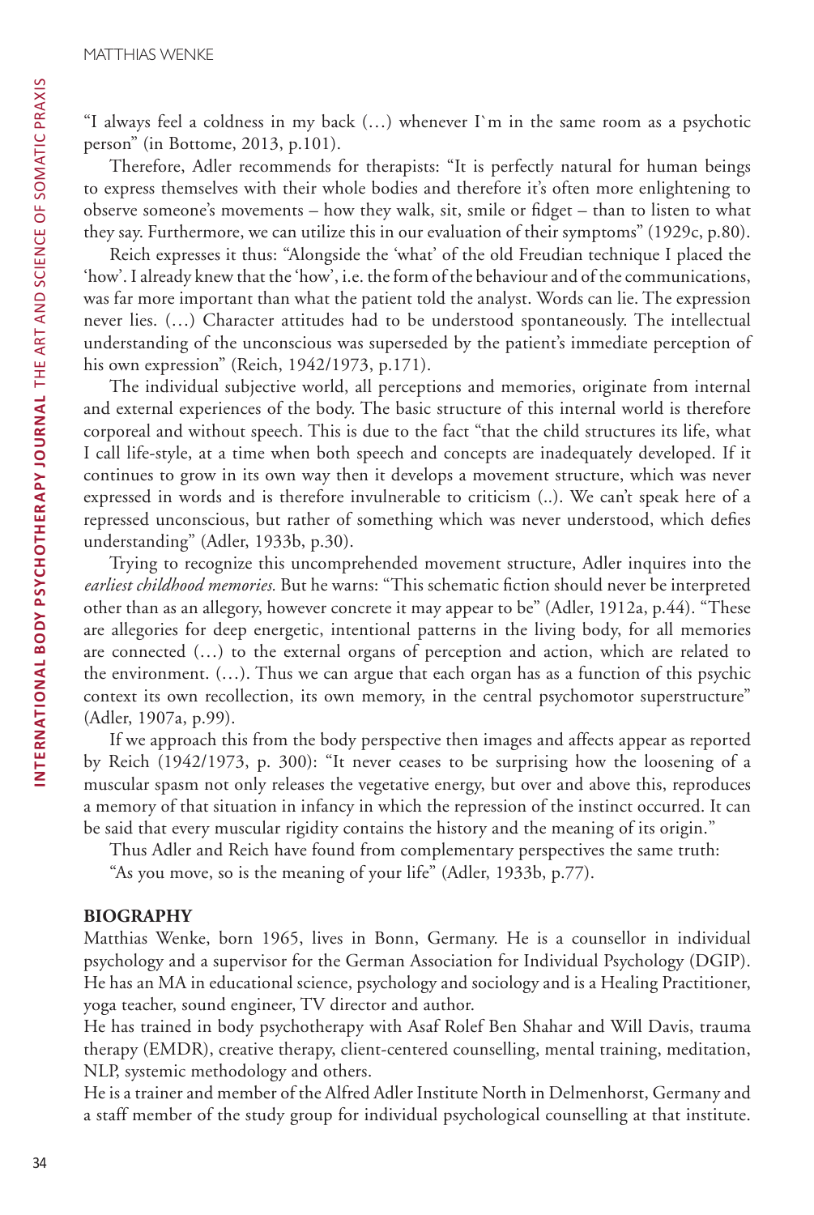"I always feel a coldness in my back (…) whenever I`m in the same room as a psychotic person" (in Bottome, 2013, p.101).

Therefore, Adler recommends for therapists: "It is perfectly natural for human beings to express themselves with their whole bodies and therefore it's often more enlightening to observe someone's movements – how they walk, sit, smile or fidget – than to listen to what they say. Furthermore, we can utilize this in our evaluation of their symptoms" (1929c, p.80).

Reich expresses it thus: "Alongside the 'what' of the old Freudian technique I placed the 'how'. I already knew that the 'how', i.e. the form of the behaviour and of the communications, was far more important than what the patient told the analyst. Words can lie. The expression never lies. (…) Character attitudes had to be understood spontaneously. The intellectual understanding of the unconscious was superseded by the patient's immediate perception of his own expression" (Reich, 1942/1973, p.171).

The individual subjective world, all perceptions and memories, originate from internal and external experiences of the body. The basic structure of this internal world is therefore corporeal and without speech. This is due to the fact "that the child structures its life, what I call life-style, at a time when both speech and concepts are inadequately developed. If it continues to grow in its own way then it develops a movement structure, which was never expressed in words and is therefore invulnerable to criticism (..). We can't speak here of a repressed unconscious, but rather of something which was never understood, which defies understanding" (Adler, 1933b, p.30).

Trying to recognize this uncomprehended movement structure, Adler inquires into the *earliest childhood memories.* But he warns: "This schematic fiction should never be interpreted other than as an allegory, however concrete it may appear to be" (Adler, 1912a, p.44). "These are allegories for deep energetic, intentional patterns in the living body, for all memories are connected (…) to the external organs of perception and action, which are related to the environment. (…). Thus we can argue that each organ has as a function of this psychic context its own recollection, its own memory, in the central psychomotor superstructure" (Adler, 1907a, p.99).

If we approach this from the body perspective then images and affects appear as reported by Reich (1942/1973, p. 300): "It never ceases to be surprising how the loosening of a muscular spasm not only releases the vegetative energy, but over and above this, reproduces a memory of that situation in infancy in which the repression of the instinct occurred. It can be said that every muscular rigidity contains the history and the meaning of its origin."

Thus Adler and Reich have found from complementary perspectives the same truth:

"As you move, so is the meaning of your life" (Adler, 1933b, p.77).

## BIOGRAPHY

Matthias Wenke, born 1965, lives in Bonn, Germany. He is a counsellor in individual psychology and a supervisor for the German Association for Individual Psychology (DGIP). He has an MA in educational science, psychology and sociology and is a Healing Practitioner, yoga teacher, sound engineer, TV director and author.

He has trained in body psychotherapy with Asaf Rolef Ben Shahar and Will Davis, trauma therapy (EMDR), creative therapy, client-centered counselling, mental training, meditation, NLP, systemic methodology and others.

He is a trainer and member of the Alfred Adler Institute North in Delmenhorst, Germany and a staff member of the study group for individual psychological counselling at that institute.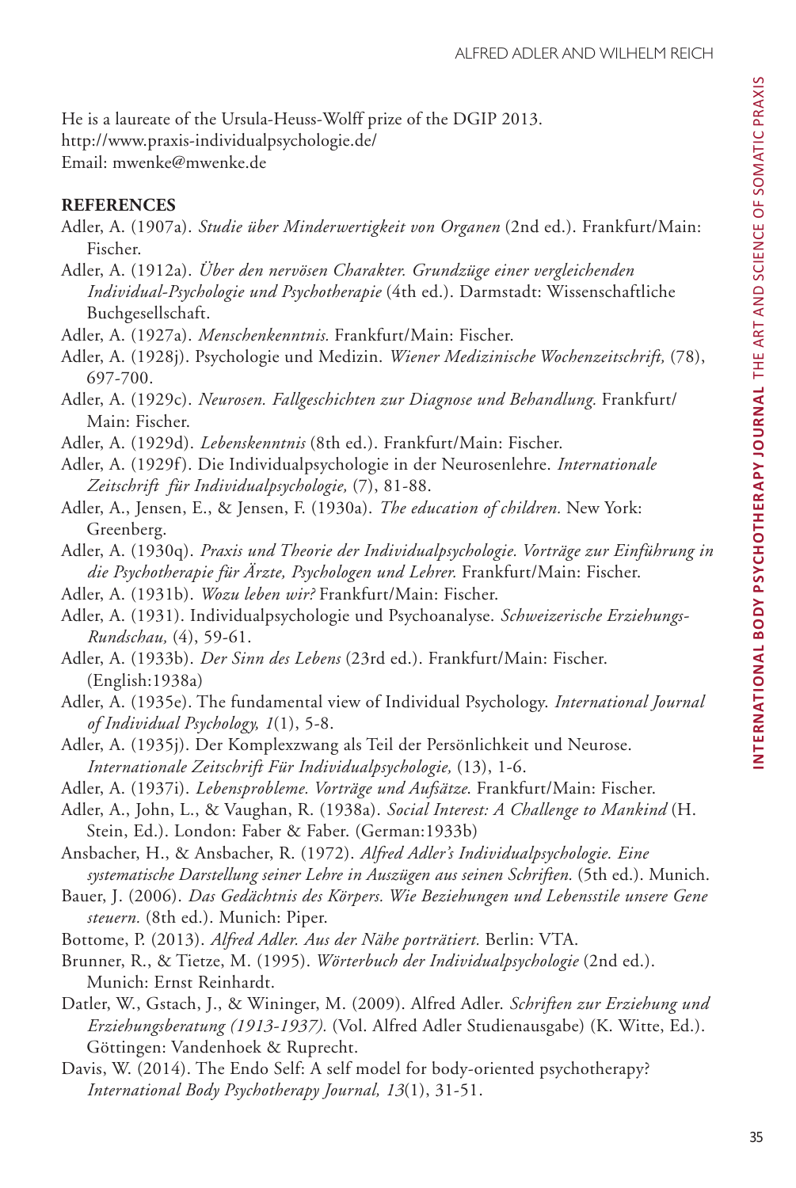He is a laureate of the Ursula-Heuss-Wolff prize of the DGIP 2013.
http://www.praxis-individualpsychologie.de/
Email: mwenke@mwenke.de

**REFERENCES**

Adler, A. (1907a). *Studie über Minderwertigkeit von Organen* (2nd ed.). Frankfurt/Main: Fischer.

Adler, A. (1912a). *Über den nervösen Charakter. Grundzüge einer vergleichenden Individual-Psychologie und Psychotherapie* (4th ed.). Darmstadt: Wissenschaftliche Buchgesellschaft.

Adler, A. (1927a). *Menschenkenntnis.* Frankfurt/Main: Fischer.

Adler, A. (1928j). Psychologie und Medizin. *Wiener Medizinische Wochenzeitschrift,* (78), 697-700.

Adler, A. (1929c). *Neurosen. Fallgeschichten zur Diagnose und Behandlung.* Frankfurt/Main: Fischer.

Adler, A. (1929d). *Lebenskenntnis* (8th ed.). Frankfurt/Main: Fischer.

Adler, A. (1929f). Die Individualpsychologie in der Neurosenlehre. *Internationale Zeitschrift für Individualpsychologie,* (7), 81-88.

Adler, A., Jensen, E., & Jensen, F. (1930a). *The education of children.* New York: Greenberg.

Adler, A. (1930q). *Praxis und Theorie der Individualpsychologie. Vorträge zur Einführung in die Psychotherapie für Ärzte, Psychologen und Lehrer.* Frankfurt/Main: Fischer.

Adler, A. (1931b). *Wozu leben wir?* Frankfurt/Main: Fischer.

Adler, A. (1931). Individualpsychologie und Psychoanalyse. *Schweizerische Erziehungs-Rundschau,* (4), 59-61.

Adler, A. (1933b). *Der Sinn des Lebens* (23rd ed.). Frankfurt/Main: Fischer. (English:1938a)

Adler, A. (1935e). The fundamental view of Individual Psychology. *International Journal of Individual Psychology, 1*(1), 5-8.

Adler, A. (1935j). Der Komplexzwang als Teil der Persönlichkeit und Neurose. *Internationale Zeitschrift Für Individualpsychologie,* (13), 1-6.

Adler, A. (1937i). *Lebensprobleme. Vorträge und Aufsätze*. Frankfurt/Main: Fischer.

Adler, A., John, L., & Vaughan, R. (1938a). *Social Interest: A Challenge to Mankind* (H. Stein, Ed.). London: Faber & Faber. (German:1933b)

Ansbacher, H., & Ansbacher, R. (1972). *Alfred Adler's Individualpsychologie. Eine systematische Darstellung seiner Lehre in Auszügen aus seinen Schriften.* (5th ed.). Munich.

Bauer, J. (2006). *Das Gedächtnis des Körpers. Wie Beziehungen und Lebensstile unsere Gene steuern.* (8th ed.). Munich: Piper.

Bottome, P. (2013). *Alfred Adler. Aus der Nähe porträtiert.* Berlin: VTA.

Brunner, R., & Tietze, M. (1995). *Wörterbuch der Individualpsychologie* (2nd ed.). Munich: Ernst Reinhardt.

Datler, W., Gstach, J., & Wininger, M. (2009). Alfred Adler. *Schriften zur Erziehung und Erziehungsberatung (1913-1937).* (Vol. Alfred Adler Studienausgabe) (K. Witte, Ed.). Göttingen: Vandenhoek & Ruprecht.

Davis, W. (2014). The Endo Self: A self model for body-oriented psychotherapy? *International Body Psychotherapy Journal, 13*(1), 31-51.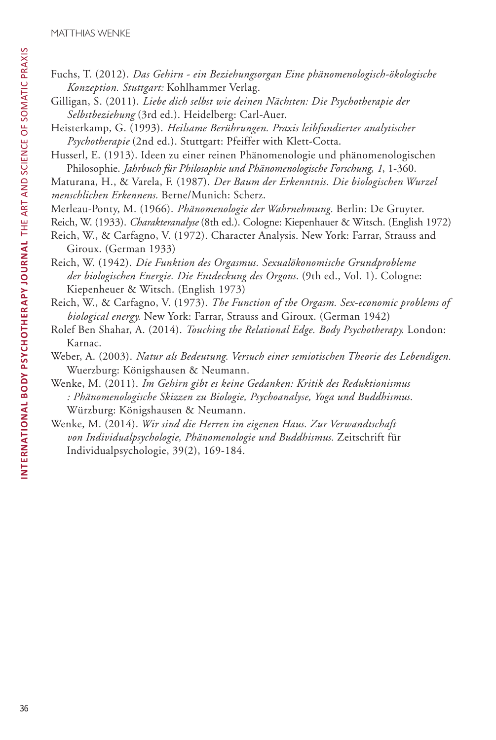Fuchs, T. (2012). *Das Gehirn - ein Beziehungsorgan Eine phänomenologisch-ökologische Konzeption. Stuttgart:* Kohlhammer Verlag.

Gilligan, S. (2011). *Liebe dich selbst wie deinen Nächsten: Die Psychotherapie der Selbstbeziehung* (3rd ed.). Heidelberg: Carl-Auer.

Heisterkamp, G. (1993). *Heilsame Berührungen. Praxis leibfundierter analytischer Psychotherapie* (2nd ed.). Stuttgart: Pfeiffer with Klett-Cotta.

Husserl, E. (1913). Ideen zu einer reinen Phänomenologie und phänomenologischen Philosophie. *Jahrbuch für Philosophie und Phänomenologische Forschung, 1*, 1-360.

Maturana, H., & Varela, F. (1987). *Der Baum der Erkenntnis. Die biologischen Wurzel menschlichen Erkennens.* Berne/Munich: Scherz.

Merleau-Ponty, M. (1966). *Phänomenologie der Wahrnehmung.* Berlin: De Gruyter.

Reich, W. (1933). *Charakteranalyse* (8th ed.). Cologne: Kiepenhauer & Witsch. (English 1972)

Reich, W., & Carfagno, V. (1972). Character Analysis. New York: Farrar, Strauss and Giroux. (German 1933)

Reich, W. (1942). *Die Funktion des Orgasmus. Sexualökonomische Grundprobleme der biologischen Energie. Die Entdeckung des Orgons.* (9th ed., Vol. 1). Cologne: Kiepenheuer & Witsch. (English 1973)

Reich, W., & Carfagno, V. (1973). *The Function of the Orgasm. Sex-economic problems of biological energy.* New York: Farrar, Strauss and Giroux. (German 1942)

Rolef Ben Shahar, A. (2014). *Touching the Relational Edge. Body Psychotherapy.* London: Karnac.

Weber, A. (2003). *Natur als Bedeutung. Versuch einer semiotischen Theorie des Lebendigen.* Wuerzburg: Königshausen & Neumann.

Wenke, M. (2011). *Im Gehirn gibt es keine Gedanken: Kritik des Reduktionismus : Phänomenologische Skizzen zu Biologie, Psychoanalyse, Yoga und Buddhismus.* Würzburg: Königshausen & Neumann.

Wenke, M. (2014). *Wir sind die Herren im eigenen Haus. Zur Verwandtschaft von Individualpsychologie, Phänomenologie und Buddhismus.* Zeitschrift für Individualpsychologie, 39(2), 169-184.